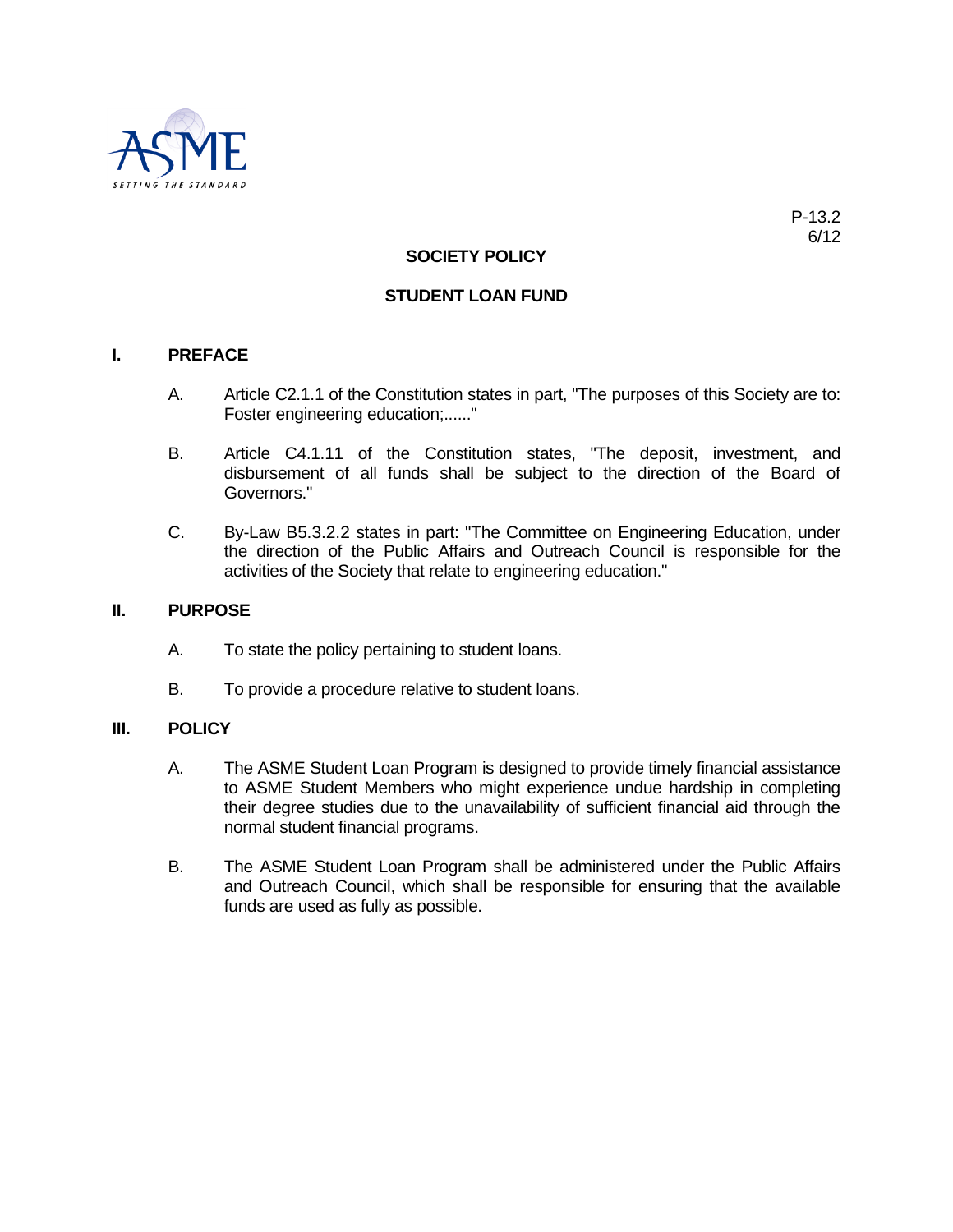P-13.2
6/12

# SOCIETY POLICY

## STUDENT LOAN FUND

### I. PREFACE

A. Article C2.1.1 of the Constitution states in part, "The purposes of this Society are to: Foster engineering education;......"

B. Article C4.1.11 of the Constitution states, "The deposit, investment, and disbursement of all funds shall be subject to the direction of the Board of Governors."

C. By-Law B5.3.2.2 states in part: "The Committee on Engineering Education, under the direction of the Public Affairs and Outreach Council is responsible for the activities of the Society that relate to engineering education."

### II. PURPOSE

A. To state the policy pertaining to student loans.

B. To provide a procedure relative to student loans.

### III. POLICY

A. The ASME Student Loan Program is designed to provide timely financial assistance to ASME Student Members who might experience undue hardship in completing their degree studies due to the unavailability of sufficient financial aid through the normal student financial programs.

B. The ASME Student Loan Program shall be administered under the Public Affairs and Outreach Council, which shall be responsible for ensuring that the available funds are used as fully as possible.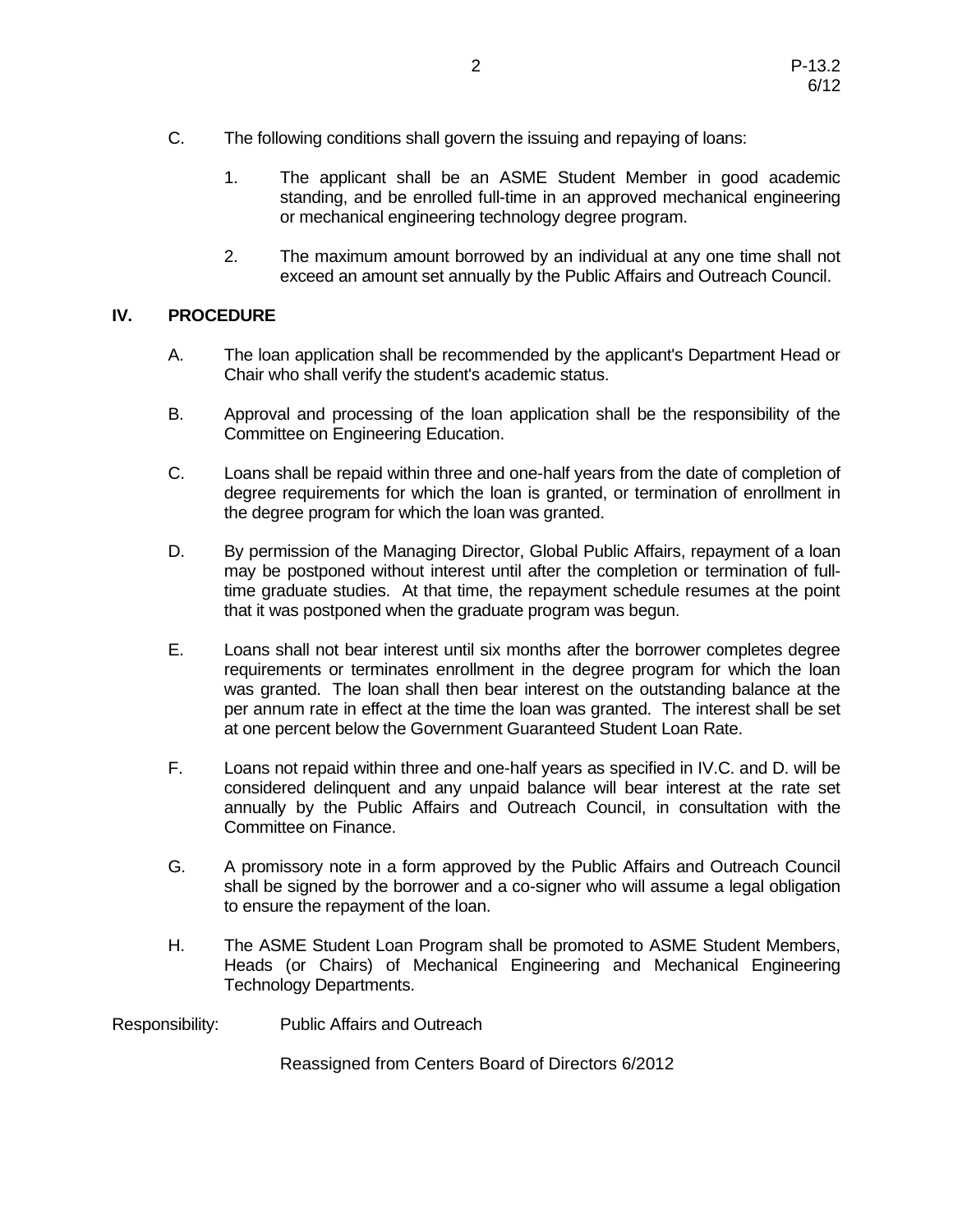C. The following conditions shall govern the issuing and repaying of loans:

   1. The applicant shall be an ASME Student Member in good academic standing, and be enrolled full-time in an approved mechanical engineering or mechanical engineering technology degree program.

   2. The maximum amount borrowed by an individual at any one time shall not exceed an amount set annually by the Public Affairs and Outreach Council.

## IV. PROCEDURE

A. The loan application shall be recommended by the applicant's Department Head or Chair who shall verify the student's academic status.

B. Approval and processing of the loan application shall be the responsibility of the Committee on Engineering Education.

C. Loans shall be repaid within three and one-half years from the date of completion of degree requirements for which the loan is granted, or termination of enrollment in the degree program for which the loan was granted.

D. By permission of the Managing Director, Global Public Affairs, repayment of a loan may be postponed without interest until after the completion or termination of full-time graduate studies. At that time, the repayment schedule resumes at the point that it was postponed when the graduate program was begun.

E. Loans shall not bear interest until six months after the borrower completes degree requirements or terminates enrollment in the degree program for which the loan was granted. The loan shall then bear interest on the outstanding balance at the per annum rate in effect at the time the loan was granted. The interest shall be set at one percent below the Government Guaranteed Student Loan Rate.

F. Loans not repaid within three and one-half years as specified in IV.C. and D. will be considered delinquent and any unpaid balance will bear interest at the rate set annually by the Public Affairs and Outreach Council, in consultation with the Committee on Finance.

G. A promissory note in a form approved by the Public Affairs and Outreach Council shall be signed by the borrower and a co-signer who will assume a legal obligation to ensure the repayment of the loan.

H. The ASME Student Loan Program shall be promoted to ASME Student Members, Heads (or Chairs) of Mechanical Engineering and Mechanical Engineering Technology Departments.

Responsibility: Public Affairs and Outreach

Reassigned from Centers Board of Directors 6/2012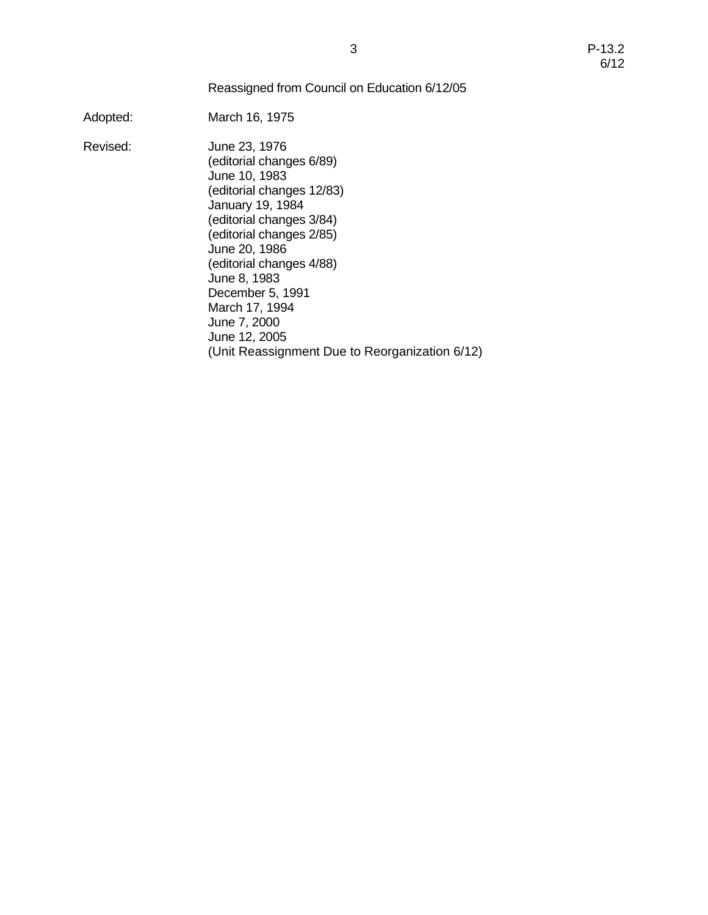Reassigned from Council on Education 6/12/05

Adopted: March 16, 1975

Revised: June 23, 1976
(editorial changes 6/89)
June 10, 1983
(editorial changes 12/83)
January 19, 1984
(editorial changes 3/84)
(editorial changes 2/85)
June 20, 1986
(editorial changes 4/88)
June 8, 1983
December 5, 1991
March 17, 1994
June 7, 2000
June 12, 2005
(Unit Reassignment Due to Reorganization 6/12)